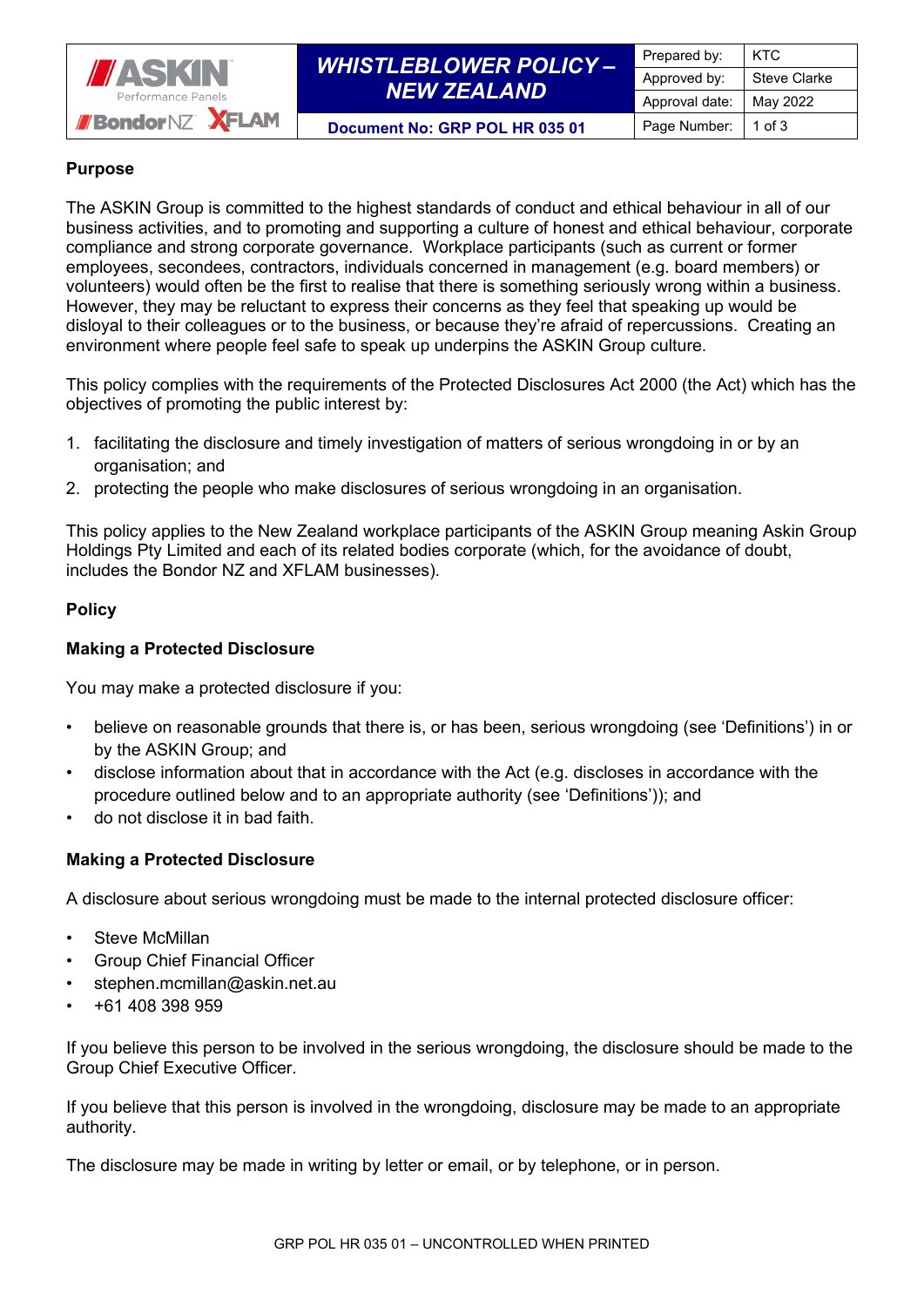| ASKIN Performance Panels / Bondor NZ / XFLAM | WHISTLEBLOWER POLICY – NEW ZEALAND | Prepared by: | KTC |
|---|---|---|---|
| | | Approved by: | Steve Clarke |
| | | Approval date: | May 2022 |
| | Document No: GRP POL HR 035 01 | Page Number: | 1 of 3 |

**Purpose**

The ASKIN Group is committed to the highest standards of conduct and ethical behaviour in all of our business activities, and to promoting and supporting a culture of honest and ethical behaviour, corporate compliance and strong corporate governance. Workplace participants (such as current or former employees, secondees, contractors, individuals concerned in management (e.g. board members) or volunteers) would often be the first to realise that there is something seriously wrong within a business. However, they may be reluctant to express their concerns as they feel that speaking up would be disloyal to their colleagues or to the business, or because they're afraid of repercussions. Creating an environment where people feel safe to speak up underpins the ASKIN Group culture.

This policy complies with the requirements of the Protected Disclosures Act 2000 (the Act) which has the objectives of promoting the public interest by:

1. facilitating the disclosure and timely investigation of matters of serious wrongdoing in or by an organisation; and
2. protecting the people who make disclosures of serious wrongdoing in an organisation.

This policy applies to the New Zealand workplace participants of the ASKIN Group meaning Askin Group Holdings Pty Limited and each of its related bodies corporate (which, for the avoidance of doubt, includes the Bondor NZ and XFLAM businesses).

**Policy**

**Making a Protected Disclosure**

You may make a protected disclosure if you:

- believe on reasonable grounds that there is, or has been, serious wrongdoing (see 'Definitions') in or by the ASKIN Group; and
- disclose information about that in accordance with the Act (e.g. discloses in accordance with the procedure outlined below and to an appropriate authority (see 'Definitions')); and
- do not disclose it in bad faith.

**Making a Protected Disclosure**

A disclosure about serious wrongdoing must be made to the internal protected disclosure officer:

- Steve McMillan
- Group Chief Financial Officer
- stephen.mcmillan@askin.net.au
- +61 408 398 959

If you believe this person to be involved in the serious wrongdoing, the disclosure should be made to the Group Chief Executive Officer.

If you believe that this person is involved in the wrongdoing, disclosure may be made to an appropriate authority.

The disclosure may be made in writing by letter or email, or by telephone, or in person.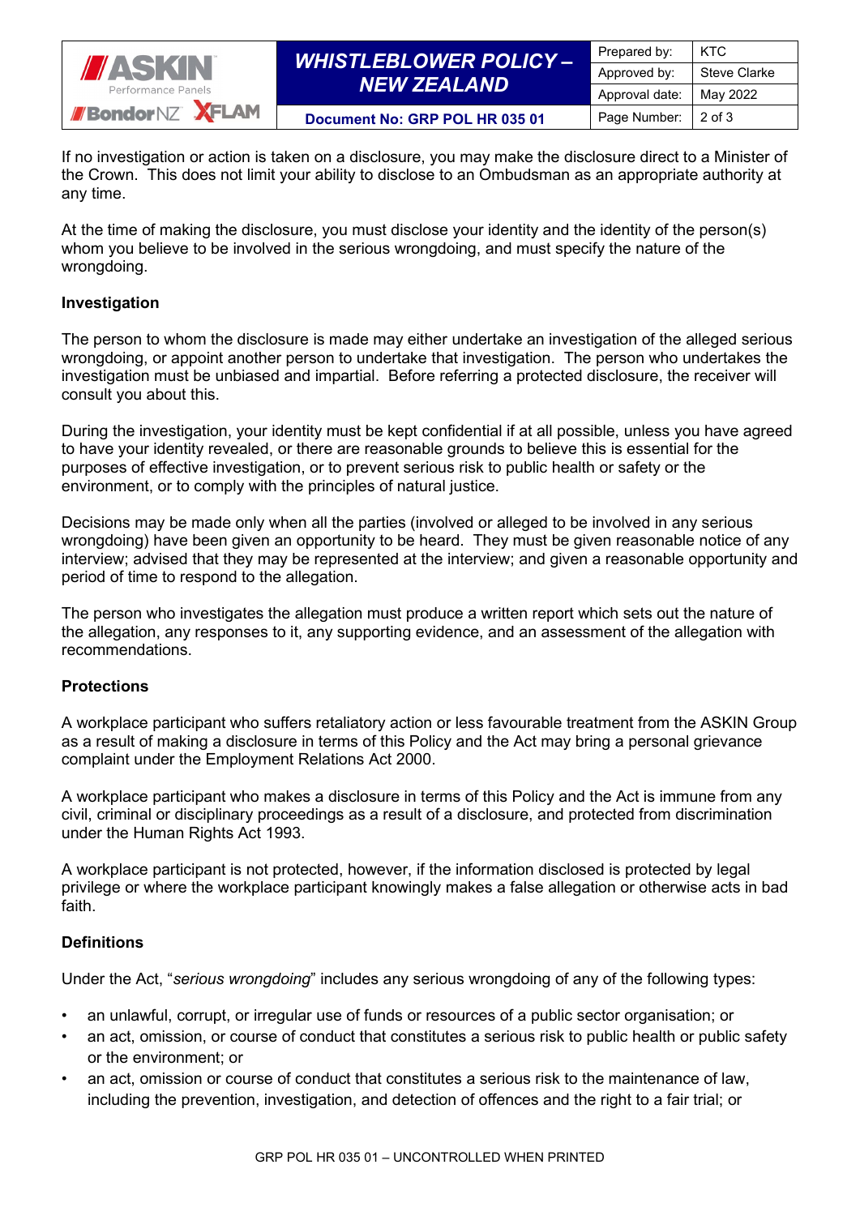If no investigation or action is taken on a disclosure, you may make the disclosure direct to a Minister of the Crown. This does not limit your ability to disclose to an Ombudsman as an appropriate authority at any time.

At the time of making the disclosure, you must disclose your identity and the identity of the person(s) whom you believe to be involved in the serious wrongdoing, and must specify the nature of the wrongdoing.

**Investigation**

The person to whom the disclosure is made may either undertake an investigation of the alleged serious wrongdoing, or appoint another person to undertake that investigation. The person who undertakes the investigation must be unbiased and impartial. Before referring a protected disclosure, the receiver will consult you about this.

During the investigation, your identity must be kept confidential if at all possible, unless you have agreed to have your identity revealed, or there are reasonable grounds to believe this is essential for the purposes of effective investigation, or to prevent serious risk to public health or safety or the environment, or to comply with the principles of natural justice.

Decisions may be made only when all the parties (involved or alleged to be involved in any serious wrongdoing) have been given an opportunity to be heard. They must be given reasonable notice of any interview; advised that they may be represented at the interview; and given a reasonable opportunity and period of time to respond to the allegation.

The person who investigates the allegation must produce a written report which sets out the nature of the allegation, any responses to it, any supporting evidence, and an assessment of the allegation with recommendations.

**Protections**

A workplace participant who suffers retaliatory action or less favourable treatment from the ASKIN Group as a result of making a disclosure in terms of this Policy and the Act may bring a personal grievance complaint under the Employment Relations Act 2000.

A workplace participant who makes a disclosure in terms of this Policy and the Act is immune from any civil, criminal or disciplinary proceedings as a result of a disclosure, and protected from discrimination under the Human Rights Act 1993.

A workplace participant is not protected, however, if the information disclosed is protected by legal privilege or where the workplace participant knowingly makes a false allegation or otherwise acts in bad faith.

**Definitions**

Under the Act, "*serious wrongdoing*" includes any serious wrongdoing of any of the following types:

- an unlawful, corrupt, or irregular use of funds or resources of a public sector organisation; or
- an act, omission, or course of conduct that constitutes a serious risk to public health or public safety or the environment; or
- an act, omission or course of conduct that constitutes a serious risk to the maintenance of law, including the prevention, investigation, and detection of offences and the right to a fair trial; or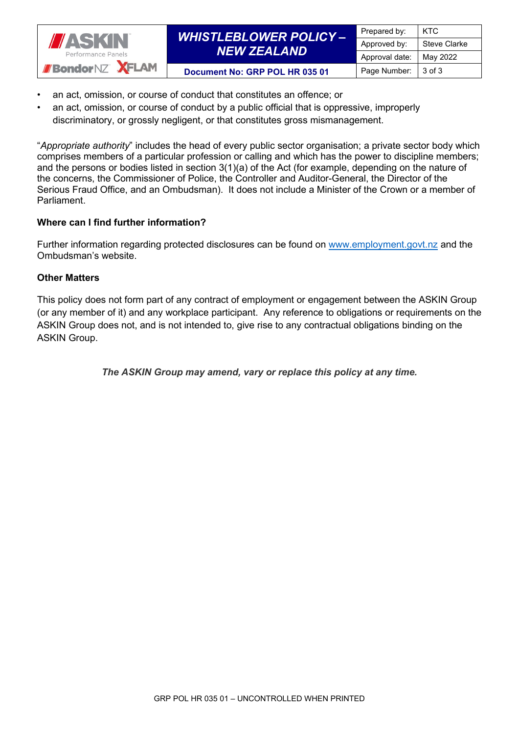- an act, omission, or course of conduct that constitutes an offence; or
- an act, omission, or course of conduct by a public official that is oppressive, improperly discriminatory, or grossly negligent, or that constitutes gross mismanagement.

"*Appropriate authority*" includes the head of every public sector organisation; a private sector body which comprises members of a particular profession or calling and which has the power to discipline members; and the persons or bodies listed in section 3(1)(a) of the Act (for example, depending on the nature of the concerns, the Commissioner of Police, the Controller and Auditor-General, the Director of the Serious Fraud Office, and an Ombudsman). It does not include a Minister of the Crown or a member of Parliament.

**Where can I find further information?**

Further information regarding protected disclosures can be found on www.employment.govt.nz and the Ombudsman's website.

**Other Matters**

This policy does not form part of any contract of employment or engagement between the ASKIN Group (or any member of it) and any workplace participant. Any reference to obligations or requirements on the ASKIN Group does not, and is not intended to, give rise to any contractual obligations binding on the ASKIN Group.

***The ASKIN Group may amend, vary or replace this policy at any time.***